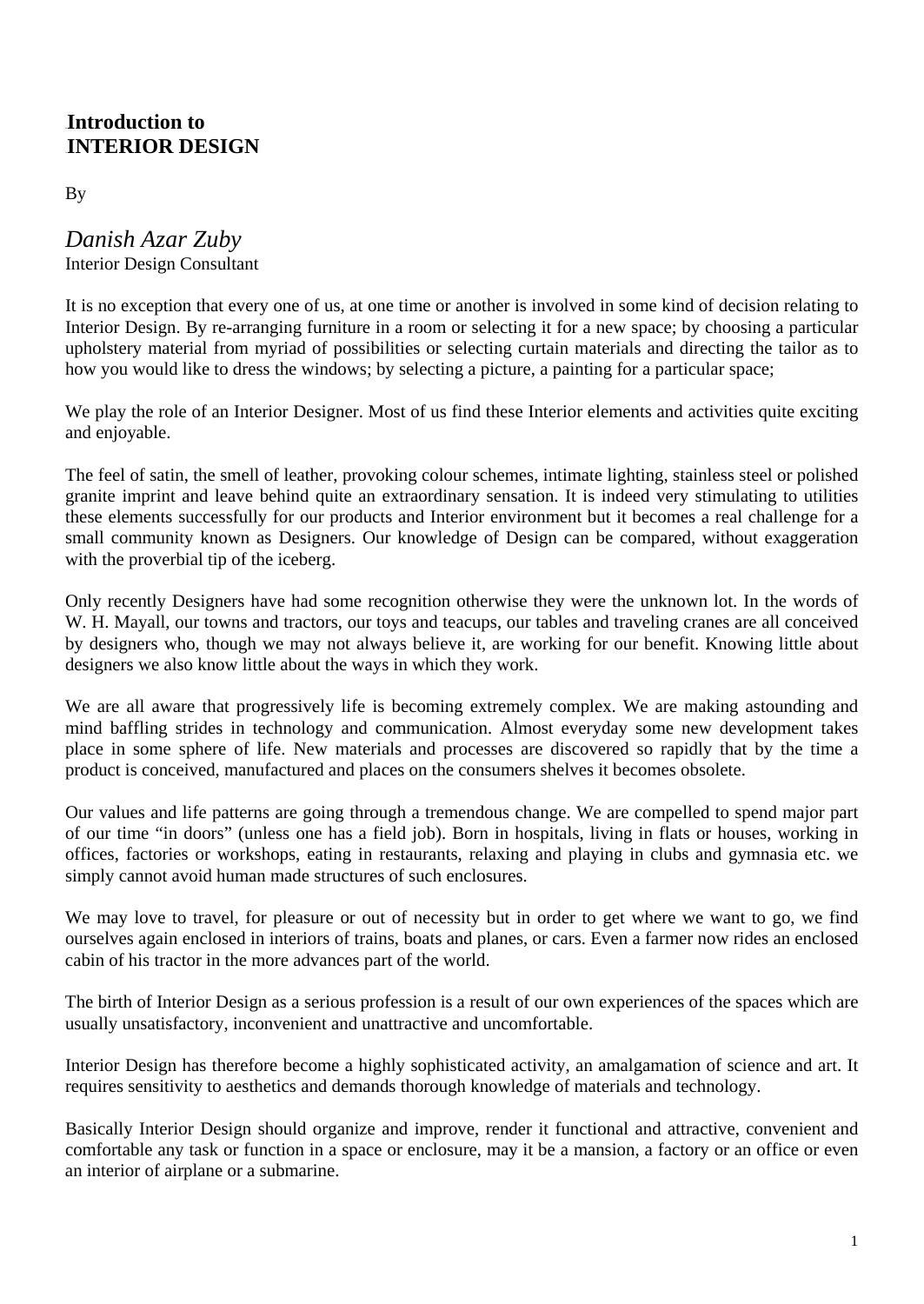# Introduction to INTERIOR DESIGN

By

*Danish Azar Zuby*
Interior Design Consultant

It is no exception that every one of us, at one time or another is involved in some kind of decision relating to Interior Design. By re-arranging furniture in a room or selecting it for a new space; by choosing a particular upholstery material from myriad of possibilities or selecting curtain materials and directing the tailor as to how you would like to dress the windows; by selecting a picture, a painting for a particular space;

We play the role of an Interior Designer. Most of us find these Interior elements and activities quite exciting and enjoyable.

The feel of satin, the smell of leather, provoking colour schemes, intimate lighting, stainless steel or polished granite imprint and leave behind quite an extraordinary sensation. It is indeed very stimulating to utilities these elements successfully for our products and Interior environment but it becomes a real challenge for a small community known as Designers. Our knowledge of Design can be compared, without exaggeration with the proverbial tip of the iceberg.

Only recently Designers have had some recognition otherwise they were the unknown lot. In the words of W. H. Mayall, our towns and tractors, our toys and teacups, our tables and traveling cranes are all conceived by designers who, though we may not always believe it, are working for our benefit. Knowing little about designers we also know little about the ways in which they work.

We are all aware that progressively life is becoming extremely complex. We are making astounding and mind baffling strides in technology and communication. Almost everyday some new development takes place in some sphere of life. New materials and processes are discovered so rapidly that by the time a product is conceived, manufactured and places on the consumers shelves it becomes obsolete.

Our values and life patterns are going through a tremendous change. We are compelled to spend major part of our time “in doors” (unless one has a field job). Born in hospitals, living in flats or houses, working in offices, factories or workshops, eating in restaurants, relaxing and playing in clubs and gymnasia etc. we simply cannot avoid human made structures of such enclosures.

We may love to travel, for pleasure or out of necessity but in order to get where we want to go, we find ourselves again enclosed in interiors of trains, boats and planes, or cars. Even a farmer now rides an enclosed cabin of his tractor in the more advances part of the world.

The birth of Interior Design as a serious profession is a result of our own experiences of the spaces which are usually unsatisfactory, inconvenient and unattractive and uncomfortable.

Interior Design has therefore become a highly sophisticated activity, an amalgamation of science and art. It requires sensitivity to aesthetics and demands thorough knowledge of materials and technology.

Basically Interior Design should organize and improve, render it functional and attractive, convenient and comfortable any task or function in a space or enclosure, may it be a mansion, a factory or an office or even an interior of airplane or a submarine.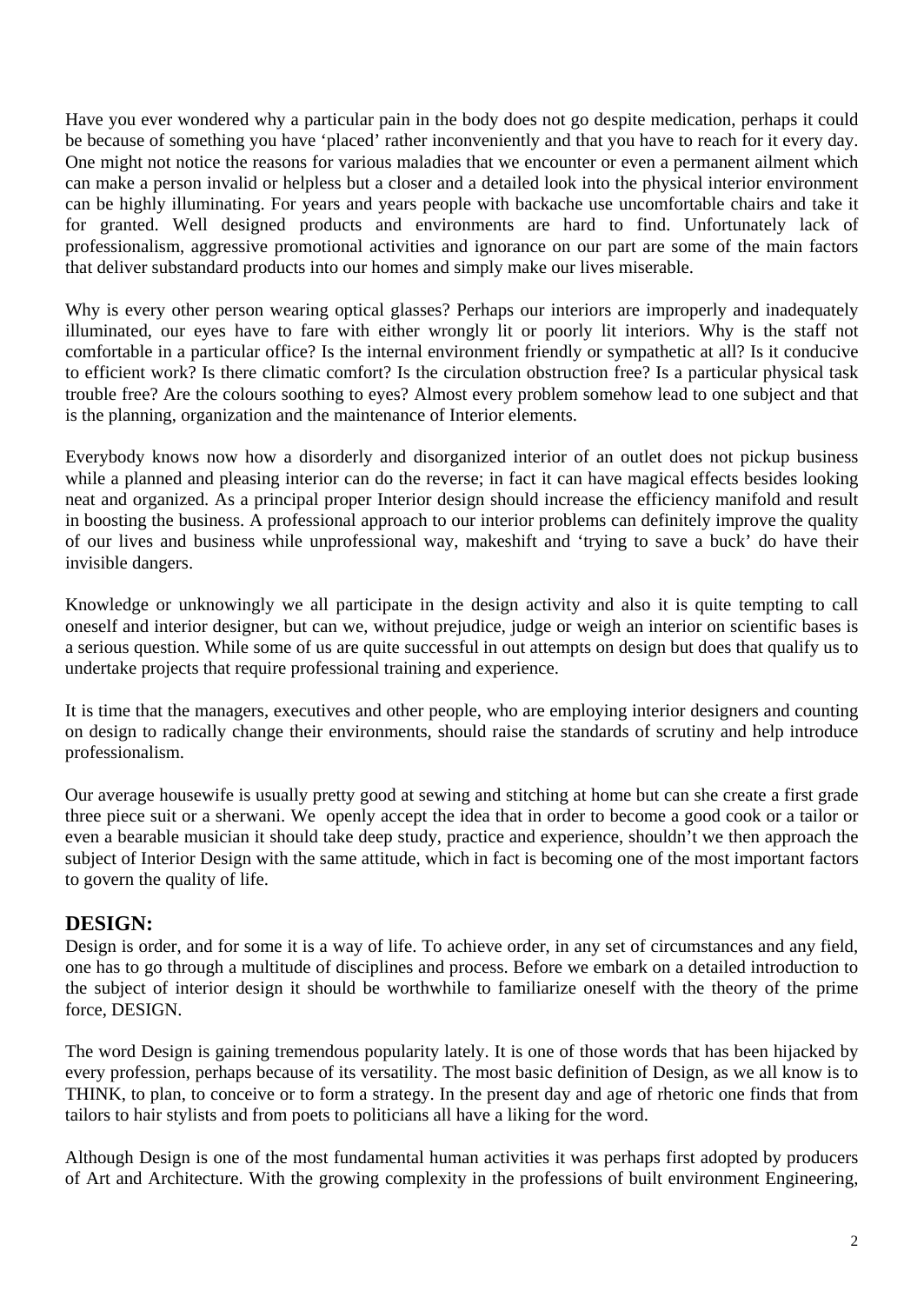Have you ever wondered why a particular pain in the body does not go despite medication, perhaps it could be because of something you have 'placed' rather inconveniently and that you have to reach for it every day. One might not notice the reasons for various maladies that we encounter or even a permanent ailment which can make a person invalid or helpless but a closer and a detailed look into the physical interior environment can be highly illuminating. For years and years people with backache use uncomfortable chairs and take it for granted. Well designed products and environments are hard to find. Unfortunately lack of professionalism, aggressive promotional activities and ignorance on our part are some of the main factors that deliver substandard products into our homes and simply make our lives miserable.

Why is every other person wearing optical glasses? Perhaps our interiors are improperly and inadequately illuminated, our eyes have to fare with either wrongly lit or poorly lit interiors. Why is the staff not comfortable in a particular office? Is the internal environment friendly or sympathetic at all? Is it conducive to efficient work? Is there climatic comfort? Is the circulation obstruction free? Is a particular physical task trouble free? Are the colours soothing to eyes? Almost every problem somehow lead to one subject and that is the planning, organization and the maintenance of Interior elements.

Everybody knows now how a disorderly and disorganized interior of an outlet does not pickup business while a planned and pleasing interior can do the reverse; in fact it can have magical effects besides looking neat and organized. As a principal proper Interior design should increase the efficiency manifold and result in boosting the business. A professional approach to our interior problems can definitely improve the quality of our lives and business while unprofessional way, makeshift and 'trying to save a buck' do have their invisible dangers.

Knowledge or unknowingly we all participate in the design activity and also it is quite tempting to call oneself and interior designer, but can we, without prejudice, judge or weigh an interior on scientific bases is a serious question. While some of us are quite successful in out attempts on design but does that qualify us to undertake projects that require professional training and experience.

It is time that the managers, executives and other people, who are employing interior designers and counting on design to radically change their environments, should raise the standards of scrutiny and help introduce professionalism.

Our average housewife is usually pretty good at sewing and stitching at home but can she create a first grade three piece suit or a sherwani. We openly accept the idea that in order to become a good cook or a tailor or even a bearable musician it should take deep study, practice and experience, shouldn't we then approach the subject of Interior Design with the same attitude, which in fact is becoming one of the most important factors to govern the quality of life.

## DESIGN:

Design is order, and for some it is a way of life. To achieve order, in any set of circumstances and any field, one has to go through a multitude of disciplines and process. Before we embark on a detailed introduction to the subject of interior design it should be worthwhile to familiarize oneself with the theory of the prime force, DESIGN.

The word Design is gaining tremendous popularity lately. It is one of those words that has been hijacked by every profession, perhaps because of its versatility. The most basic definition of Design, as we all know is to THINK, to plan, to conceive or to form a strategy. In the present day and age of rhetoric one finds that from tailors to hair stylists and from poets to politicians all have a liking for the word.

Although Design is one of the most fundamental human activities it was perhaps first adopted by producers of Art and Architecture. With the growing complexity in the professions of built environment Engineering,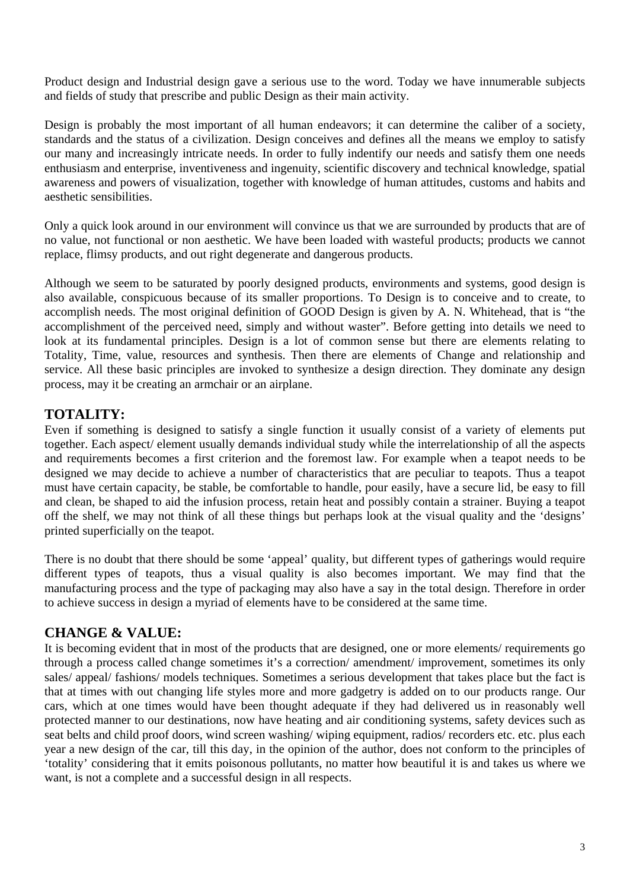Product design and Industrial design gave a serious use to the word. Today we have innumerable subjects and fields of study that prescribe and public Design as their main activity.

Design is probably the most important of all human endeavors; it can determine the caliber of a society, standards and the status of a civilization. Design conceives and defines all the means we employ to satisfy our many and increasingly intricate needs. In order to fully indentify our needs and satisfy them one needs enthusiasm and enterprise, inventiveness and ingenuity, scientific discovery and technical knowledge, spatial awareness and powers of visualization, together with knowledge of human attitudes, customs and habits and aesthetic sensibilities.

Only a quick look around in our environment will convince us that we are surrounded by products that are of no value, not functional or non aesthetic. We have been loaded with wasteful products; products we cannot replace, flimsy products, and out right degenerate and dangerous products.

Although we seem to be saturated by poorly designed products, environments and systems, good design is also available, conspicuous because of its smaller proportions. To Design is to conceive and to create, to accomplish needs. The most original definition of GOOD Design is given by A. N. Whitehead, that is "the accomplishment of the perceived need, simply and without waster". Before getting into details we need to look at its fundamental principles. Design is a lot of common sense but there are elements relating to Totality, Time, value, resources and synthesis. Then there are elements of Change and relationship and service. All these basic principles are invoked to synthesize a design direction. They dominate any design process, may it be creating an armchair or an airplane.

## TOTALITY:

Even if something is designed to satisfy a single function it usually consist of a variety of elements put together. Each aspect/ element usually demands individual study while the interrelationship of all the aspects and requirements becomes a first criterion and the foremost law. For example when a teapot needs to be designed we may decide to achieve a number of characteristics that are peculiar to teapots. Thus a teapot must have certain capacity, be stable, be comfortable to handle, pour easily, have a secure lid, be easy to fill and clean, be shaped to aid the infusion process, retain heat and possibly contain a strainer. Buying a teapot off the shelf, we may not think of all these things but perhaps look at the visual quality and the 'designs' printed superficially on the teapot.

There is no doubt that there should be some 'appeal' quality, but different types of gatherings would require different types of teapots, thus a visual quality is also becomes important. We may find that the manufacturing process and the type of packaging may also have a say in the total design. Therefore in order to achieve success in design a myriad of elements have to be considered at the same time.

## CHANGE & VALUE:

It is becoming evident that in most of the products that are designed, one or more elements/ requirements go through a process called change sometimes it's a correction/ amendment/ improvement, sometimes its only sales/ appeal/ fashions/ models techniques. Sometimes a serious development that takes place but the fact is that at times with out changing life styles more and more gadgetry is added on to our products range. Our cars, which at one times would have been thought adequate if they had delivered us in reasonably well protected manner to our destinations, now have heating and air conditioning systems, safety devices such as seat belts and child proof doors, wind screen washing/ wiping equipment, radios/ recorders etc. etc. plus each year a new design of the car, till this day, in the opinion of the author, does not conform to the principles of 'totality' considering that it emits poisonous pollutants, no matter how beautiful it is and takes us where we want, is not a complete and a successful design in all respects.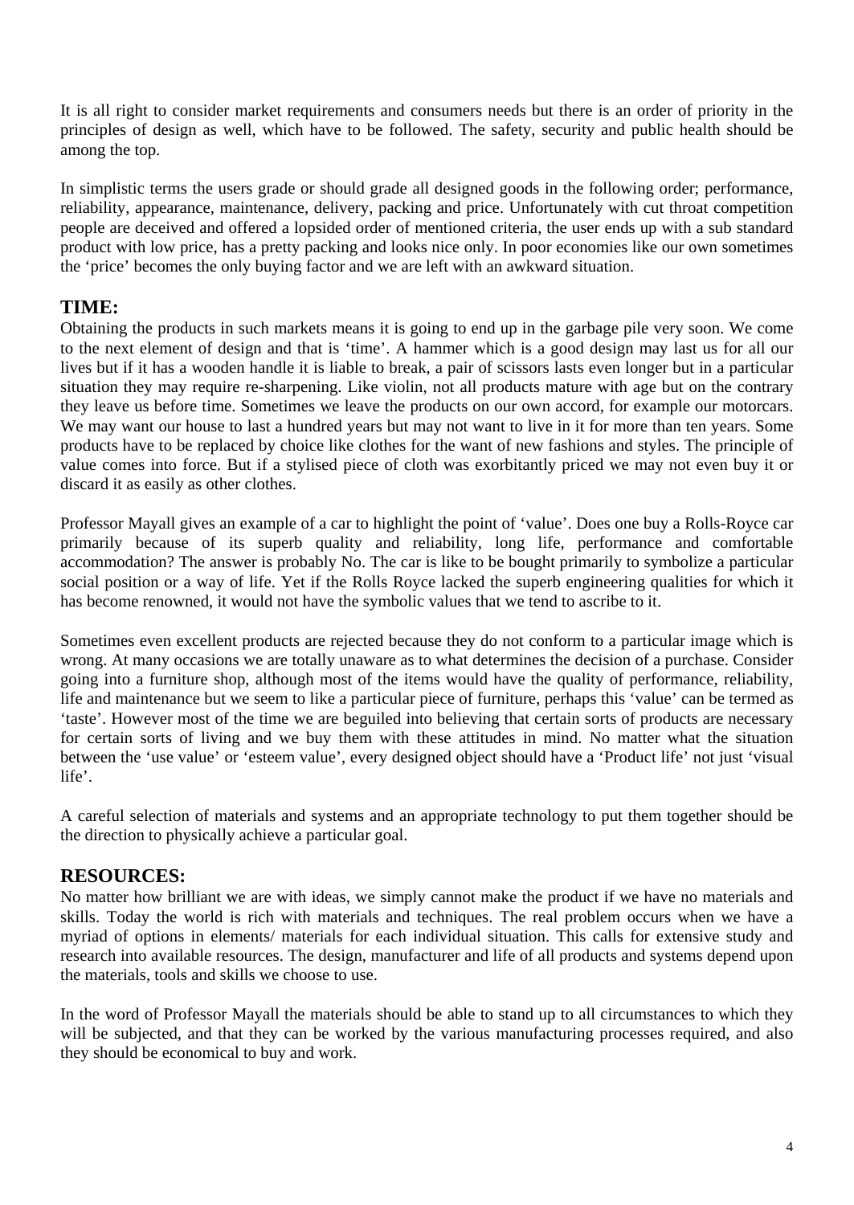It is all right to consider market requirements and consumers needs but there is an order of priority in the principles of design as well, which have to be followed. The safety, security and public health should be among the top.

In simplistic terms the users grade or should grade all designed goods in the following order; performance, reliability, appearance, maintenance, delivery, packing and price. Unfortunately with cut throat competition people are deceived and offered a lopsided order of mentioned criteria, the user ends up with a sub standard product with low price, has a pretty packing and looks nice only. In poor economies like our own sometimes the 'price' becomes the only buying factor and we are left with an awkward situation.

## TIME:

Obtaining the products in such markets means it is going to end up in the garbage pile very soon. We come to the next element of design and that is 'time'. A hammer which is a good design may last us for all our lives but if it has a wooden handle it is liable to break, a pair of scissors lasts even longer but in a particular situation they may require re-sharpening. Like violin, not all products mature with age but on the contrary they leave us before time. Sometimes we leave the products on our own accord, for example our motorcars. We may want our house to last a hundred years but may not want to live in it for more than ten years. Some products have to be replaced by choice like clothes for the want of new fashions and styles. The principle of value comes into force. But if a stylised piece of cloth was exorbitantly priced we may not even buy it or discard it as easily as other clothes.

Professor Mayall gives an example of a car to highlight the point of 'value'. Does one buy a Rolls-Royce car primarily because of its superb quality and reliability, long life, performance and comfortable accommodation? The answer is probably No. The car is like to be bought primarily to symbolize a particular social position or a way of life. Yet if the Rolls Royce lacked the superb engineering qualities for which it has become renowned, it would not have the symbolic values that we tend to ascribe to it.

Sometimes even excellent products are rejected because they do not conform to a particular image which is wrong. At many occasions we are totally unaware as to what determines the decision of a purchase. Consider going into a furniture shop, although most of the items would have the quality of performance, reliability, life and maintenance but we seem to like a particular piece of furniture, perhaps this 'value' can be termed as 'taste'. However most of the time we are beguiled into believing that certain sorts of products are necessary for certain sorts of living and we buy them with these attitudes in mind. No matter what the situation between the 'use value' or 'esteem value', every designed object should have a 'Product life' not just 'visual life'.

A careful selection of materials and systems and an appropriate technology to put them together should be the direction to physically achieve a particular goal.

## RESOURCES:

No matter how brilliant we are with ideas, we simply cannot make the product if we have no materials and skills. Today the world is rich with materials and techniques. The real problem occurs when we have a myriad of options in elements/ materials for each individual situation. This calls for extensive study and research into available resources. The design, manufacturer and life of all products and systems depend upon the materials, tools and skills we choose to use.

In the word of Professor Mayall the materials should be able to stand up to all circumstances to which they will be subjected, and that they can be worked by the various manufacturing processes required, and also they should be economical to buy and work.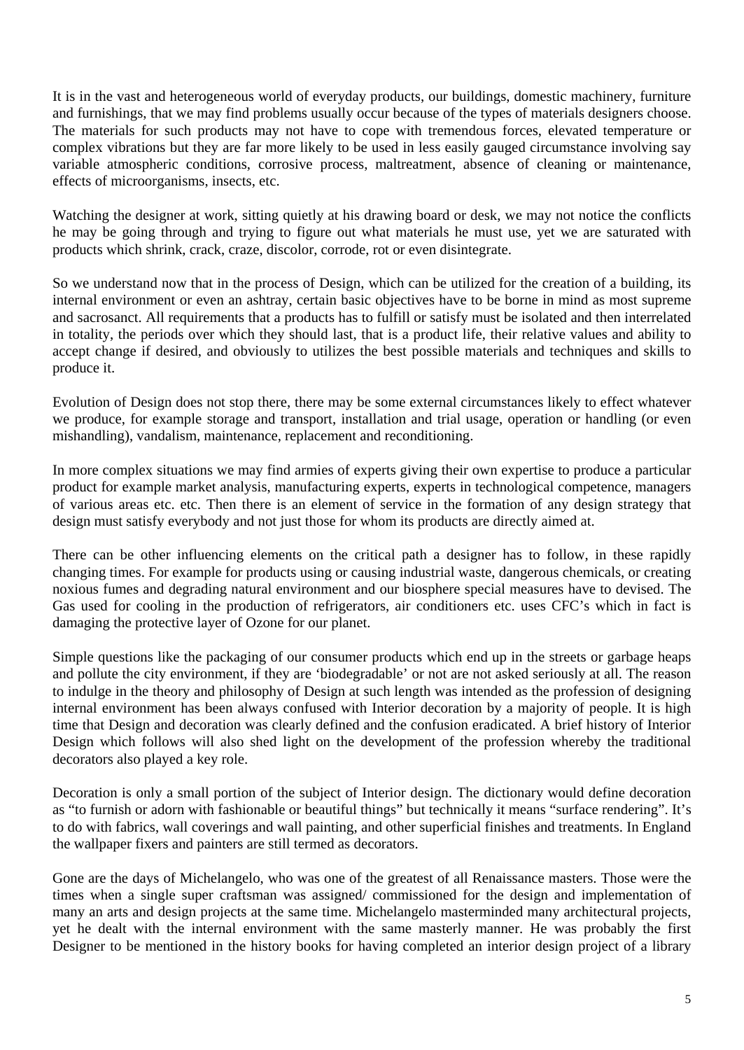It is in the vast and heterogeneous world of everyday products, our buildings, domestic machinery, furniture and furnishings, that we may find problems usually occur because of the types of materials designers choose. The materials for such products may not have to cope with tremendous forces, elevated temperature or complex vibrations but they are far more likely to be used in less easily gauged circumstance involving say variable atmospheric conditions, corrosive process, maltreatment, absence of cleaning or maintenance, effects of microorganisms, insects, etc.

Watching the designer at work, sitting quietly at his drawing board or desk, we may not notice the conflicts he may be going through and trying to figure out what materials he must use, yet we are saturated with products which shrink, crack, craze, discolor, corrode, rot or even disintegrate.

So we understand now that in the process of Design, which can be utilized for the creation of a building, its internal environment or even an ashtray, certain basic objectives have to be borne in mind as most supreme and sacrosanct. All requirements that a products has to fulfill or satisfy must be isolated and then interrelated in totality, the periods over which they should last, that is a product life, their relative values and ability to accept change if desired, and obviously to utilizes the best possible materials and techniques and skills to produce it.

Evolution of Design does not stop there, there may be some external circumstances likely to effect whatever we produce, for example storage and transport, installation and trial usage, operation or handling (or even mishandling), vandalism, maintenance, replacement and reconditioning.

In more complex situations we may find armies of experts giving their own expertise to produce a particular product for example market analysis, manufacturing experts, experts in technological competence, managers of various areas etc. etc. Then there is an element of service in the formation of any design strategy that design must satisfy everybody and not just those for whom its products are directly aimed at.

There can other influencing elements on the critical path a designer has to follow, in these rapidly changing times. For example for products using or causing industrial waste, dangerous chemicals, or creating noxious fumes and degrading natural environment and our biosphere special measures have to devised. The Gas used for cooling in the production of refrigerators, air conditioners etc. uses CFC's which in fact is damaging the protective layer of Ozone for our planet.

Simple questions like the packaging of our consumer products which end up in the streets or garbage heaps and pollute the city environment, if they are 'biodegradable' or not are not asked seriously at all. The reason to indulge in the theory and philosophy of Design at such length was intended as the profession of designing internal environment has been always confused with Interior decoration by a majority of people. It is high time that Design and decoration was clearly defined and the confusion eradicated. A brief history of Interior Design which follows will also shed light on the development of the profession whereby the traditional decorators also played a key role.

Decoration is only a small portion of the subject of Interior design. The dictionary would define decoration as "to furnish or adorn with fashionable or beautiful things" but technically it means "surface rendering". It's to do with fabrics, wall coverings and wall painting, and other superficial finishes and treatments. In England the wallpaper fixers and painters are still termed as decorators.

Gone are the days of Michelangelo, who was one of the greatest of all Renaissance masters. Those were the times when a single super craftsman was assigned/ commissioned for the design and implementation of many an arts and design projects at the same time. Michelangelo masterminded many architectural projects, yet he dealt with the internal environment with the same masterly manner. He was probably the first Designer to be mentioned in the history books for having completed an interior design project of a library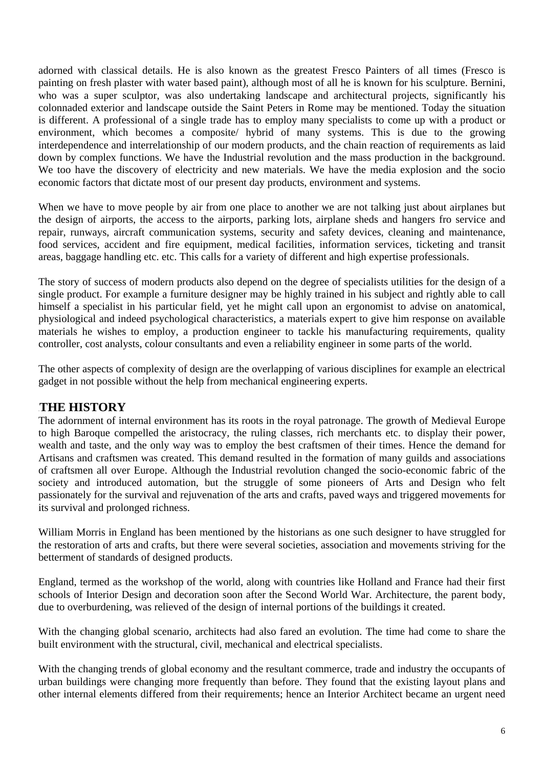adorned with classical details. He is also known as the greatest Fresco Painters of all times (Fresco is painting on fresh plaster with water based paint), although most of all he is known for his sculpture. Bernini, who was a super sculptor, was also undertaking landscape and architectural projects, significantly his colonnaded exterior and landscape outside the Saint Peters in Rome may be mentioned. Today the situation is different. A professional of a single trade has to employ many specialists to come up with a product or environment, which becomes a composite/ hybrid of many systems. This is due to the growing interdependence and interrelationship of our modern products, and the chain reaction of requirements as laid down by complex functions. We have the Industrial revolution and the mass production in the background. We too have the discovery of electricity and new materials. We have the media explosion and the socio economic factors that dictate most of our present day products, environment and systems.

When we have to move people by air from one place to another we are not talking just about airplanes but the design of airports, the access to the airports, parking lots, airplane sheds and hangers fro service and repair, runways, aircraft communication systems, security and safety devices, cleaning and maintenance, food services, accident and fire equipment, medical facilities, information services, ticketing and transit areas, baggage handling etc. etc. This calls for a variety of different and high expertise professionals.

The story of success of modern products also depend on the degree of specialists utilities for the design of a single product. For example a furniture designer may be highly trained in his subject and rightly able to call himself a specialist in his particular field, yet he might call upon an ergonomist to advise on anatomical, physiological and indeed psychological characteristics, a materials expert to give him response on available materials he wishes to employ, a production engineer to tackle his manufacturing requirements, quality controller, cost analysts, colour consultants and even a reliability engineer in some parts of the world.

The other aspects of complexity of design are the overlapping of various disciplines for example an electrical gadget in not possible without the help from mechanical engineering experts.

## THE HISTORY

The adornment of internal environment has its roots in the royal patronage. The growth of Medieval Europe to high Baroque compelled the aristocracy, the ruling classes, rich merchants etc. to display their power, wealth and taste, and the only way was to employ the best craftsmen of their times. Hence the demand for Artisans and craftsmen was created. This demand resulted in the formation of many guilds and associations of craftsmen all over Europe. Although the Industrial revolution changed the socio-economic fabric of the society and introduced automation, but the struggle of some pioneers of Arts and Design who felt passionately for the survival and rejuvenation of the arts and crafts, paved ways and triggered movements for its survival and prolonged richness.

William Morris in England has been mentioned by the historians as one such designer to have struggled for the restoration of arts and crafts, but there were several societies, association and movements striving for the betterment of standards of designed products.

England, termed as the workshop of the world, along with countries like Holland and France had their first schools of Interior Design and decoration soon after the Second World War. Architecture, the parent body, due to overburdening, was relieved of the design of internal portions of the buildings it created.

With the changing global scenario, architects had also fared an evolution. The time had come to share the built environment with the structural, civil, mechanical and electrical specialists.

With the changing trends of global economy and the resultant commerce, trade and industry the occupants of urban buildings were changing more frequently than before. They found that the existing layout plans and other internal elements differed from their requirements; hence an Interior Architect became an urgent need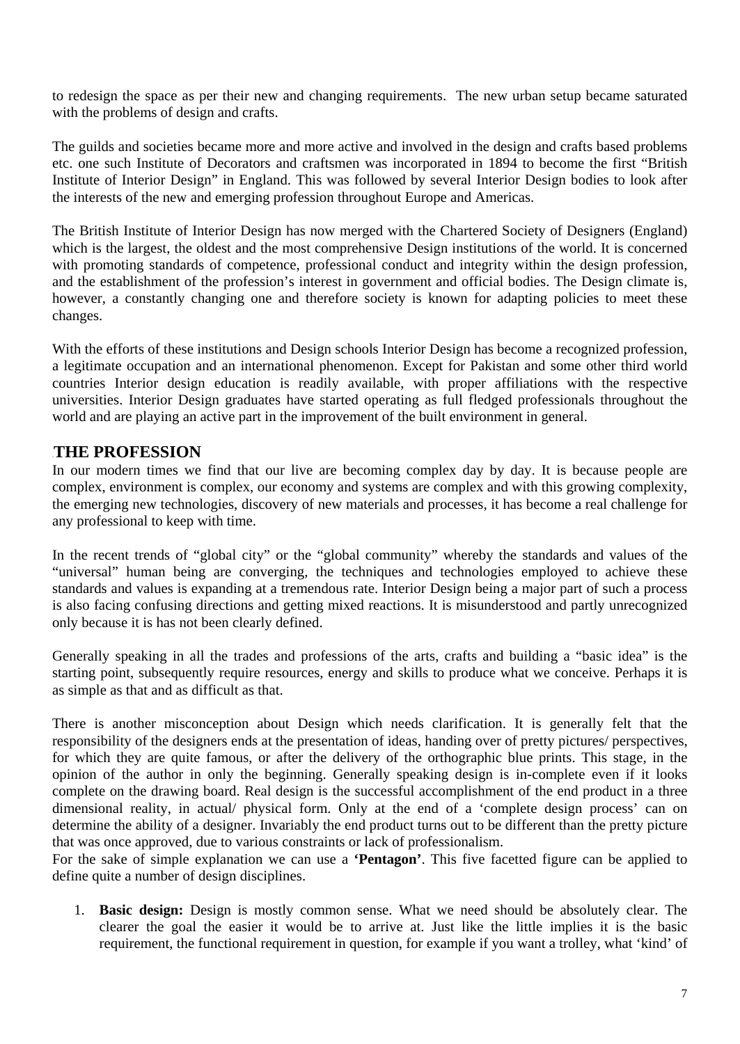to redesign the space as per their new and changing requirements. The new urban setup became saturated with the problems of design and crafts.

The guilds and societies became more and more active and involved in the design and crafts based problems etc. one such Institute of Decorators and craftsmen was incorporated in 1894 to become the first "British Institute of Interior Design" in England. This was followed by several Interior Design bodies to look after the interests of the new and emerging profession throughout Europe and Americas.

The British Institute of Interior Design has now merged with the Chartered Society of Designers (England) which is the largest, the oldest and the most comprehensive Design institutions of the world. It is concerned with promoting standards of competence, professional conduct and integrity within the design profession, and the establishment of the profession's interest in government and official bodies. The Design climate is, however, a constantly changing one and therefore society is known for adapting policies to meet these changes.

With the efforts of these institutions and Design schools Interior Design has become a recognized profession, a legitimate occupation and an international phenomenon. Except for Pakistan and some other third world countries Interior design education is readily available, with proper affiliations with the respective universities. Interior Design graduates have started operating as full fledged professionals throughout the world and are playing an active part in the improvement of the built environment in general.

## THE PROFESSION

In our modern times we find that our live are becoming complex day by day. It is because people are complex, environment is complex, our economy and systems are complex and with this growing complexity, the emerging new technologies, discovery of new materials and processes, it has become a real challenge for any professional to keep with time.

In the recent trends of "global city" or the "global community" whereby the standards and values of the "universal" human being are converging, the techniques and technologies employed to achieve these standards and values is expanding at a tremendous rate. Interior Design being a major part of such a process is also facing confusing directions and getting mixed reactions. It is misunderstood and partly unrecognized only because it is has not been clearly defined.

Generally speaking in all the trades and professions of the arts, crafts and building a "basic idea" is the starting point, subsequently require resources, energy and skills to produce what we conceive. Perhaps it is as simple as that and as difficult as that.

There is another misconception about Design which needs clarification. It is generally felt that the responsibility of the designers ends at the presentation of ideas, handing over of pretty pictures/ perspectives, for which they are quite famous, or after the delivery of the orthographic blue prints. This stage, in the opinion of the author in only the beginning. Generally speaking design is in-complete even if it looks complete on the drawing board. Real design is the successful accomplishment of the end product in a three dimensional reality, in actual/ physical form. Only at the end of a 'complete design process' can on determine the ability of a designer. Invariably the end product turns out to be different than the pretty picture that was once approved, due to various constraints or lack of professionalism.

For the sake of simple explanation we can use a **'Pentagon'**. This five facetted figure can be applied to define quite a number of design disciplines.

1. **Basic design:** Design is mostly common sense. What we need should be absolutely clear. The clearer the goal the easier it would be to arrive at. Just like the little implies it is the basic requirement, the functional requirement in question, for example if you want a trolley, what 'kind' of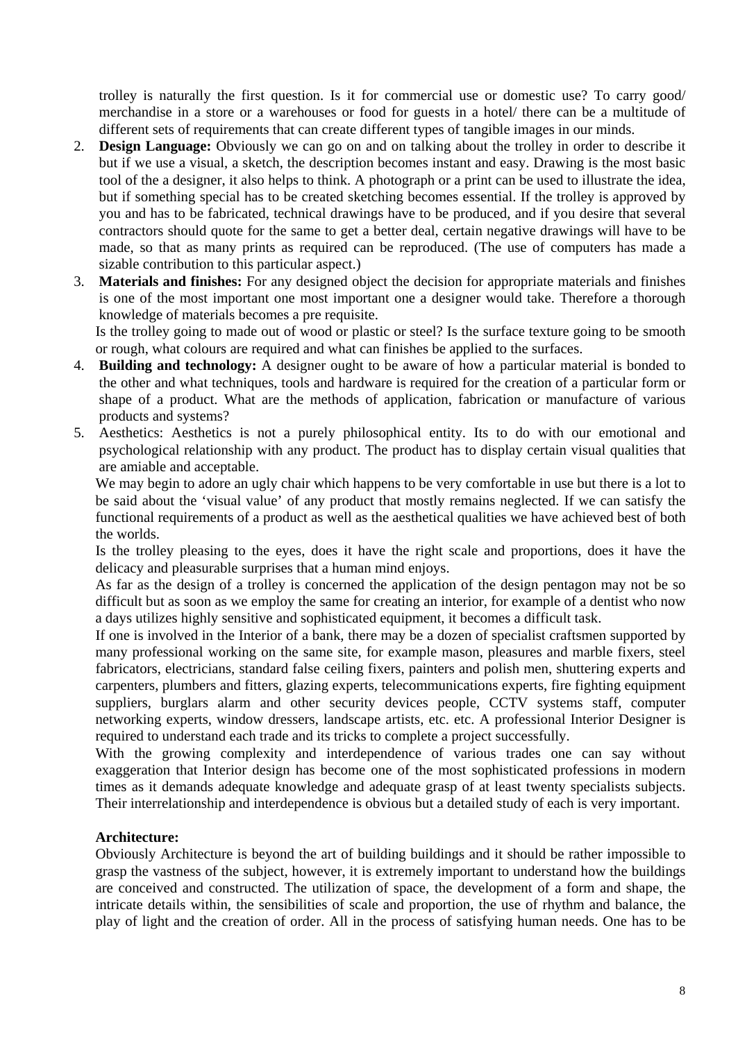trolley is naturally the first question. Is it for commercial use or domestic use? To carry good/ merchandise in a store or a warehouses or food for guests in a hotel/ there can be a multitude of different sets of requirements that can create different types of tangible images in our minds.

2. **Design Language:** Obviously we can go on and on talking about the trolley in order to describe it but if we use a visual, a sketch, the description becomes instant and easy. Drawing is the most basic tool of the a designer, it also helps to think. A photograph or a print can be used to illustrate the idea, but if something special has to be created sketching becomes essential. If the trolley is approved by you and has to be fabricated, technical drawings have to be produced, and if you desire that several contractors should quote for the same to get a better deal, certain negative drawings will have to be made, so that as many prints as required can be reproduced. (The use of computers has made a sizable contribution to this particular aspect.)
3. **Materials and finishes:** For any designed object the decision for appropriate materials and finishes is one of the most important one most important one a designer would take. Therefore a thorough knowledge of materials becomes a pre requisite.

   Is the trolley going to made out of wood or plastic or steel? Is the surface texture going to be smooth or rough, what colours are required and what can finishes be applied to the surfaces.
4. **Building and technology:** A designer ought to be aware of how a particular material is bonded to the other and what techniques, tools and hardware is required for the creation of a particular form or shape of a product. What are the methods of application, fabrication or manufacture of various products and systems?
5. Aesthetics: Aesthetics is not a purely philosophical entity. Its to do with our emotional and psychological relationship with any product. The product has to display certain visual qualities that are amiable and acceptable.

   We may begin to adore an ugly chair which happens to be very comfortable in use but there is a lot to be said about the 'visual value' of any product that mostly remains neglected. If we can satisfy the functional requirements of a product as well as the aesthetical qualities we have achieved best of both the worlds.

   Is the trolley pleasing to the eyes, does it have the right scale and proportions, does it have the delicacy and pleasurable surprises that a human mind enjoys.

   As far as the design of a trolley is concerned the application of the design pentagon may not be so difficult but as soon as we employ the same for creating an interior, for example of a dentist who now a days utilizes highly sensitive and sophisticated equipment, it becomes a difficult task.

   If one is involved in the Interior of a bank, there may be a dozen of specialist craftsmen supported by many professional working on the same site, for example mason, pleasures and marble fixers, steel fabricators, electricians, standard false ceiling fixers, painters and polish men, shuttering experts and carpenters, plumbers and fitters, glazing experts, telecommunications experts, fire fighting equipment suppliers, burglars alarm and other security devices people, CCTV systems staff, computer networking experts, window dressers, landscape artists, etc. etc. A professional Interior Designer is required to understand each trade and its tricks to complete a project successfully.

   With the growing complexity and interdependence of various trades one can say without exaggeration that Interior design has become one of the most sophisticated professions in modern times as it demands adequate knowledge and adequate grasp of at least twenty specialists subjects. Their interrelationship and interdependence is obvious but a detailed study of each is very important.

**Architecture:**

Obviously Architecture is beyond the art of building buildings and it should be rather impossible to grasp the vastness of the subject, however, it is extremely important to understand how the buildings are conceived and constructed. The utilization of space, the development of a form and shape, the intricate details within, the sensibilities of scale and proportion, the use of rhythm and balance, the play of light and the creation of order. All in the process of satisfying human needs. One has to be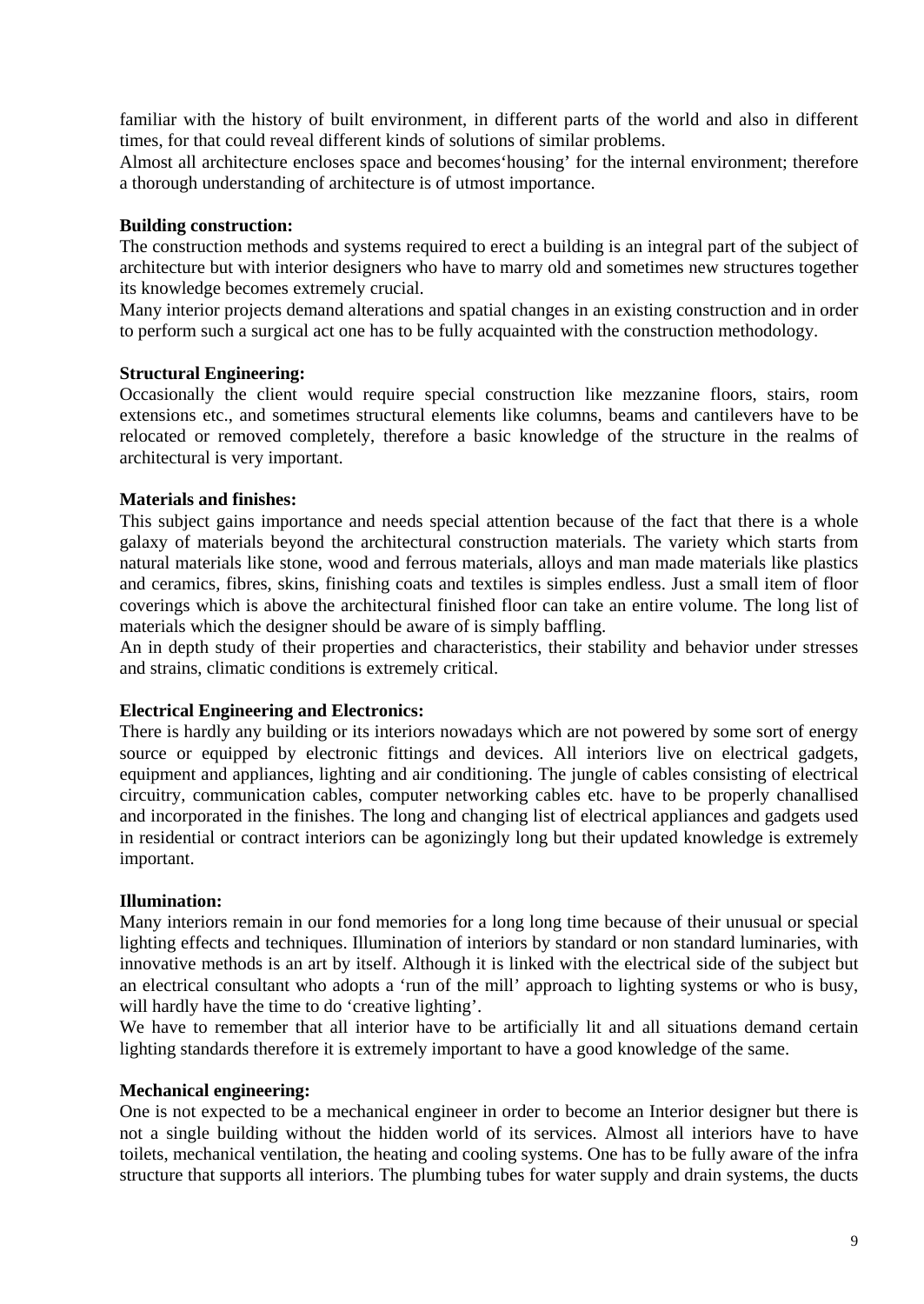familiar with the history of built environment, in different parts of the world and also in different times, for that could reveal different kinds of solutions of similar problems.

Almost all architecture encloses space and becomes'housing' for the internal environment; therefore a thorough understanding of architecture is of utmost importance.

**Building construction:**

The construction methods and systems required to erect a building is an integral part of the subject of architecture but with interior designers who have to marry old and sometimes new structures together its knowledge becomes extremely crucial.

Many interior projects demand alterations and spatial changes in an existing construction and in order to perform such a surgical act one has to be fully acquainted with the construction methodology.

**Structural Engineering:**

Occasionally the client would require special construction like mezzanine floors, stairs, room extensions etc., and sometimes structural elements like columns, beams and cantilevers have to be relocated or removed completely, therefore a basic knowledge of the structure in the realms of architectural is very important.

**Materials and finishes:**

This subject gains importance and needs special attention because of the fact that there is a whole galaxy of materials beyond the architectural construction materials. The variety which starts from natural materials like stone, wood and ferrous materials, alloys and man made materials like plastics and ceramics, fibres, skins, finishing coats and textiles is simples endless. Just a small item of floor coverings which is above the architectural finished floor can take an entire volume. The long list of materials which the designer should be aware of is simply baffling.

An in depth study of their properties and characteristics, their stability and behavior under stresses and strains, climatic conditions is extremely critical.

**Electrical Engineering and Electronics:**

There is hardly any building or its interiors nowadays which are not powered by some sort of energy source or equipped by electronic fittings and devices. All interiors live on electrical gadgets, equipment and appliances, lighting and air conditioning. The jungle of cables consisting of electrical circuitry, communication cables, computer networking cables etc. have to be properly chanallised and incorporated in the finishes. The long and changing list of electrical appliances and gadgets used in residential or contract interiors can be agonizingly long but their updated knowledge is extremely important.

**Illumination:**

Many interiors remain in our fond memories for a long long time because of their unusual or special lighting effects and techniques. Illumination of interiors by standard or non standard luminaries, with innovative methods is an art by itself. Although it is linked with the electrical side of the subject but an electrical consultant who adopts a 'run of the mill' approach to lighting systems or who is busy, will hardly have the time to do 'creative lighting'.

We have to remember that all interior have to be artificially lit and all situations demand certain lighting standards therefore it is extremely important to have a good knowledge of the same.

**Mechanical engineering:**

One is not expected to be a mechanical engineer in order to become an Interior designer but there is not a single building without the hidden world of its services. Almost all interiors have to have toilets, mechanical ventilation, the heating and cooling systems. One has to be fully aware of the infra structure that supports all interiors. The plumbing tubes for water supply and drain systems, the ducts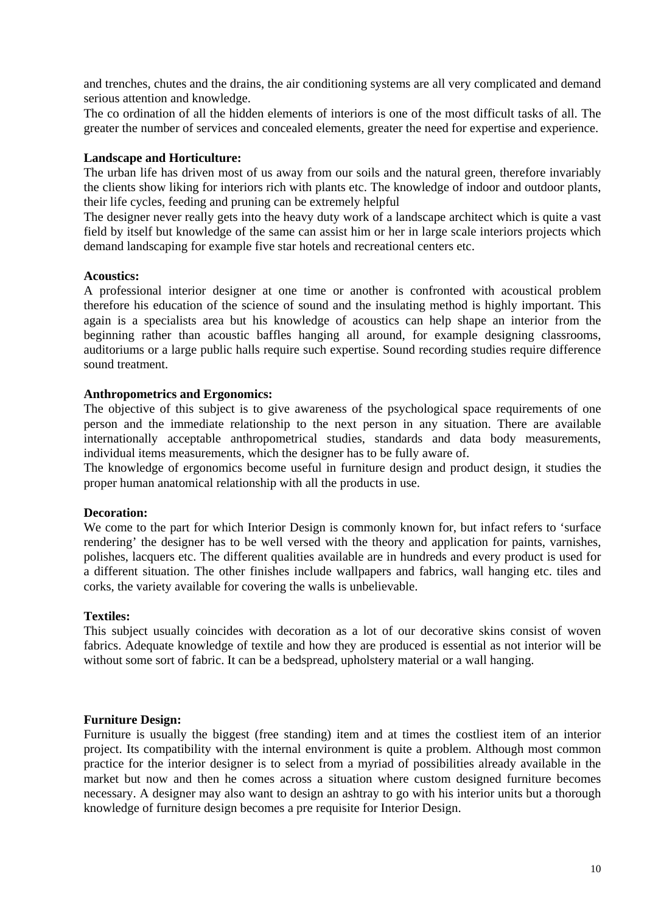and trenches, chutes and the drains, the air conditioning systems are all very complicated and demand serious attention and knowledge.

The co ordination of all the hidden elements of interiors is one of the most difficult tasks of all. The greater the number of services and concealed elements, greater the need for expertise and experience.

**Landscape and Horticulture:**

The urban life has driven most of us away from our soils and the natural green, therefore invariably the clients show liking for interiors rich with plants etc. The knowledge of indoor and outdoor plants, their life cycles, feeding and pruning can be extremely helpful

The designer never really gets into the heavy duty work of a landscape architect which is quite a vast field by itself but knowledge of the same can assist him or her in large scale interiors projects which demand landscaping for example five star hotels and recreational centers etc.

**Acoustics:**

A professional interior designer at one time or another is confronted with acoustical problem therefore his education of the science of sound and the insulating method is highly important. This again is a specialists area but his knowledge of acoustics can help shape an interior from the beginning rather than acoustic baffles hanging all around, for example designing classrooms, auditoriums or a large public halls require such expertise. Sound recording studies require difference sound treatment.

**Anthropometrics and Ergonomics:**

The objective of this subject is to give awareness of the psychological space requirements of one person and the immediate relationship to the next person in any situation. There are available internationally acceptable anthropometrical studies, standards and data body measurements, individual items measurements, which the designer has to be fully aware of.

The knowledge of ergonomics become useful in furniture design and product design, it studies the proper human anatomical relationship with all the products in use.

**Decoration:**

We come to the part for which Interior Design is commonly known for, but infact refers to 'surface rendering' the designer has to be well versed with the theory and application for paints, varnishes, polishes, lacquers etc. The different qualities available are in hundreds and every product is used for a different situation. The other finishes include wallpapers and fabrics, wall hanging etc. tiles and corks, the variety available for covering the walls is unbelievable.

**Textiles:**

This subject usually coincides with decoration as a lot of our decorative skins consist of woven fabrics. Adequate knowledge of textile and how they are produced is essential as not interior will be without some sort of fabric. It can be a bedspread, upholstery material or a wall hanging.

**Furniture Design:**

Furniture is usually the biggest (free standing) item and at times the costliest item of an interior project. Its compatibility with the internal environment is quite a problem. Although most common practice for the interior designer is to select from a myriad of possibilities already available in the market but now and then he comes across a situation where custom designed furniture becomes necessary. A designer may also want to design an ashtray to go with his interior units but a thorough knowledge of furniture design becomes a pre requisite for Interior Design.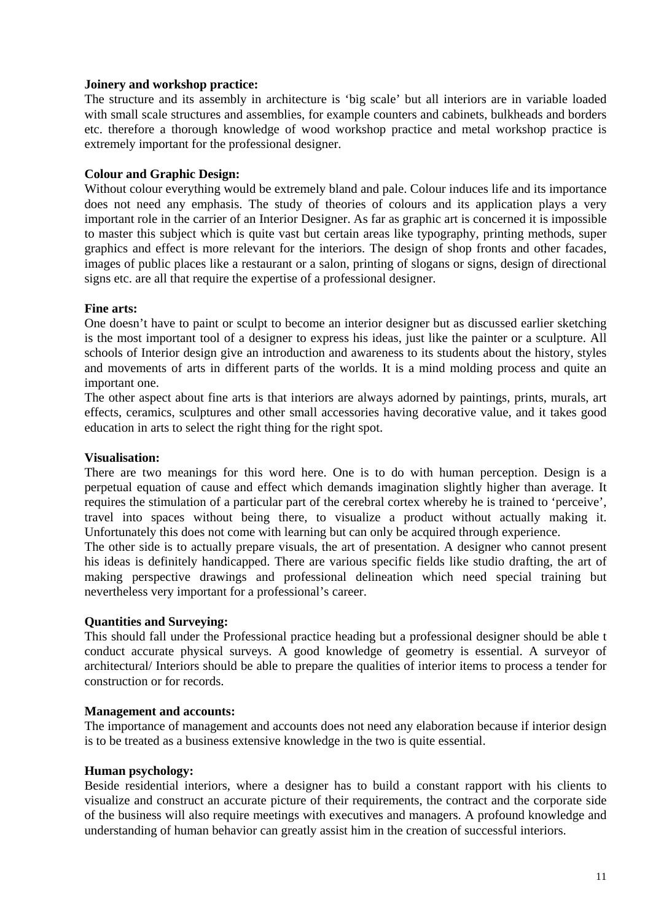**Joinery and workshop practice:**
The structure and its assembly in architecture is 'big scale' but all interiors are in variable loaded with small scale structures and assemblies, for example counters and cabinets, bulkheads and borders etc. therefore a thorough knowledge of wood workshop practice and metal workshop practice is extremely important for the professional designer.

**Colour and Graphic Design:**
Without colour everything would be extremely bland and pale. Colour induces life and its importance does not need any emphasis. The study of theories of colours and its application plays a very important role in the carrier of an Interior Designer. As far as graphic art is concerned it is impossible to master this subject which is quite vast but certain areas like typography, printing methods, super graphics and effect is more relevant for the interiors. The design of shop fronts and other facades, images of public places like a restaurant or a salon, printing of slogans or signs, design of directional signs etc. are all that require the expertise of a professional designer.

**Fine arts:**
One doesn't have to paint or sculpt to become an interior designer but as discussed earlier sketching is the most important tool of a designer to express his ideas, just like the painter or a sculpture. All schools of Interior design give an introduction and awareness to its students about the history, styles and movements of arts in different parts of the worlds. It is a mind molding process and quite an important one.

The other aspect about fine arts is that interiors are always adorned by paintings, prints, murals, art effects, ceramics, sculptures and other small accessories having decorative value, and it takes good education in arts to select the right thing for the right spot.

**Visualisation:**
There are two meanings for this word here. One is to do with human perception. Design is a perpetual equation of cause and effect which demands imagination slightly higher than average. It requires the stimulation of a particular part of the cerebral cortex whereby he is trained to 'perceive', travel into spaces without being there, to visualize a product without actually making it. Unfortunately this does not come with learning but can only be acquired through experience.

The other side is to actually prepare visuals, the art of presentation. A designer who cannot present his ideas is definitely handicapped. There are various specific fields like studio drafting, the art of making perspective drawings and professional delineation which need special training but nevertheless very important for a professional's career.

**Quantities and Surveying:**
This should fall under the Professional practice heading but a professional designer should be able t conduct accurate physical surveys. A good knowledge of geometry is essential. A surveyor of architectural/ Interiors should be able to prepare the qualities of interior items to process a tender for construction or for records.

**Management and accounts:**
The importance of management and accounts does not need any elaboration because if interior design is to be treated as a business extensive knowledge in the two is quite essential.

**Human psychology:**
Beside residential interiors, where a designer has to build a constant rapport with his clients to visualize and construct an accurate picture of their requirements, the contract and the corporate side of the business will also require meetings with executives and managers. A profound knowledge and understanding of human behavior can greatly assist him in the creation of successful interiors.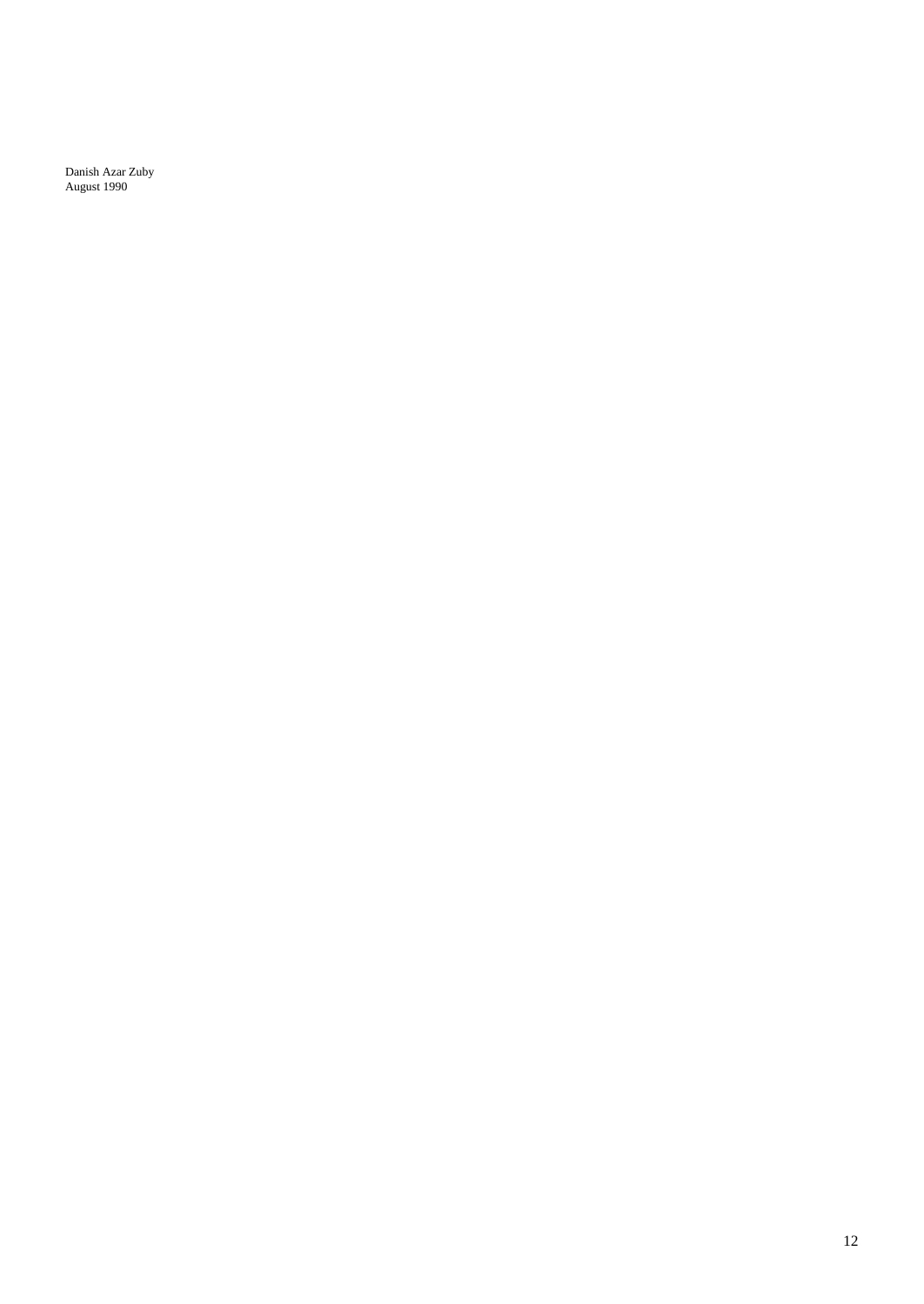Danish Azar Zuby
August 1990